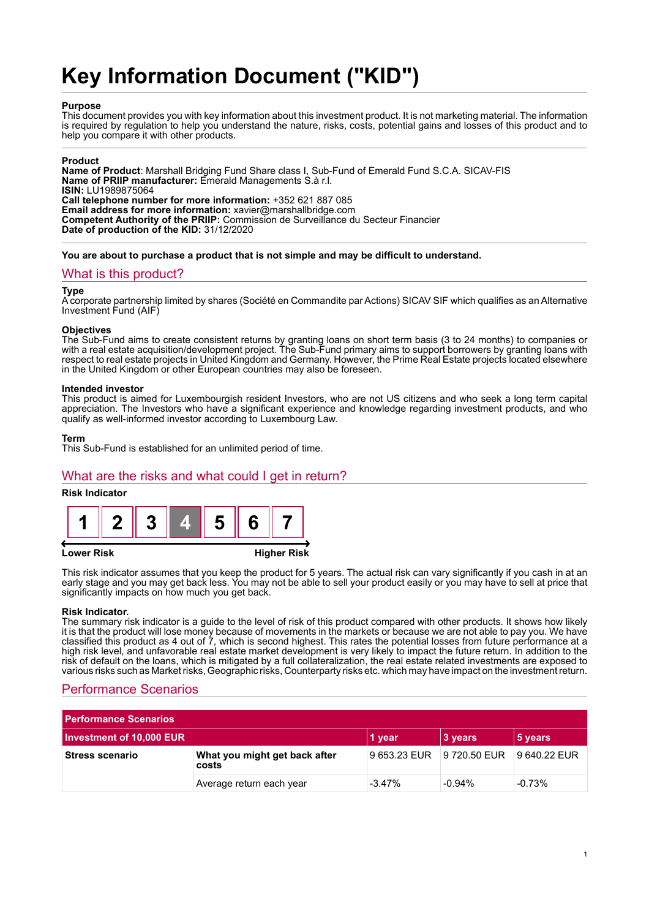# Key Information Document ("KID")

**Purpose**
This document provides you with key information about this investment product. It is not marketing material. The information is required by regulation to help you understand the nature, risks, costs, potential gains and losses of this product and to help you compare it with other products.

**Product**
**Name of Product**: Marshall Bridging Fund Share class I, Sub-Fund of Emerald Fund S.C.A. SICAV-FIS
**Name of PRIIP manufacturer:** Emerald Managements S.à r.l.
**ISIN:** LU1989875064
**Call telephone number for more information:** +352 621 887 085
**Email address for more information:** xavier@marshallbridge.com
**Competent Authority of the PRIIP:** Commission de Surveillance du Secteur Financier
**Date of production of the KID:** 31/12/2020

**You are about to purchase a product that is not simple and may be difficult to understand.**

## What is this product?

**Type**
A corporate partnership limited by shares (Société en Commandite par Actions) SICAV SIF which qualifies as an Alternative Investment Fund (AIF)

**Objectives**
The Sub-Fund aims to create consistent returns by granting loans on short term basis (3 to 24 months) to companies or with a real estate acquisition/development project. The Sub-Fund primary aims to support borrowers by granting loans with respect to real estate projects in United Kingdom and Germany. However, the Prime Real Estate projects located elsewhere in the United Kingdom or other European countries may also be foreseen.

**Intended investor**
This product is aimed for Luxembourgish resident Investors, who are not US citizens and who seek a long term capital appreciation. The Investors who have a significant experience and knowledge regarding investment products, and who qualify as well-informed investor according to Luxembourg Law.

**Term**
This Sub-Fund is established for an unlimited period of time.

## What are the risks and what could I get in return?

**Risk Indicator**

| 1 | 2 | 3 | **4** | 5 | 6 | 7 |
|---|---|---|---|---|---|---|

Lower Risk — Higher Risk

This risk indicator assumes that you keep the product for 5 years. The actual risk can vary significantly if you cash in at an early stage and you may get back less. You may not be able to sell your product easily or you may have to sell at price that significantly impacts on how much you get back.

**Risk Indicator.**
The summary risk indicator is a guide to the level of risk of this product compared with other products. It shows how likely it is that the product will lose money because of movements in the markets or because we are not able to pay you. We have classified this product as 4 out of 7, which is second highest. This rates the potential losses from future performance at a high risk level, and unfavorable real estate market development is very likely to impact the future return. In addition to the risk of default on the loans, which is mitigated by a full collateralization, the real estate related investments are exposed to various risks such as Market risks, Geographic risks, Counterparty risks etc. which may have impact on the investment return.

## Performance Scenarios

| Performance Scenarios | | | | |
|---|---|---|---|---|
| **Investment of 10,000 EUR** | | **1 year** | **3 years** | **5 years** |
| **Stress scenario** | **What you might get back after costs** | 9 653.23 EUR | 9 720.50 EUR | 9 640.22 EUR |
| | Average return each year | -3.47% | -0.94% | -0.73% |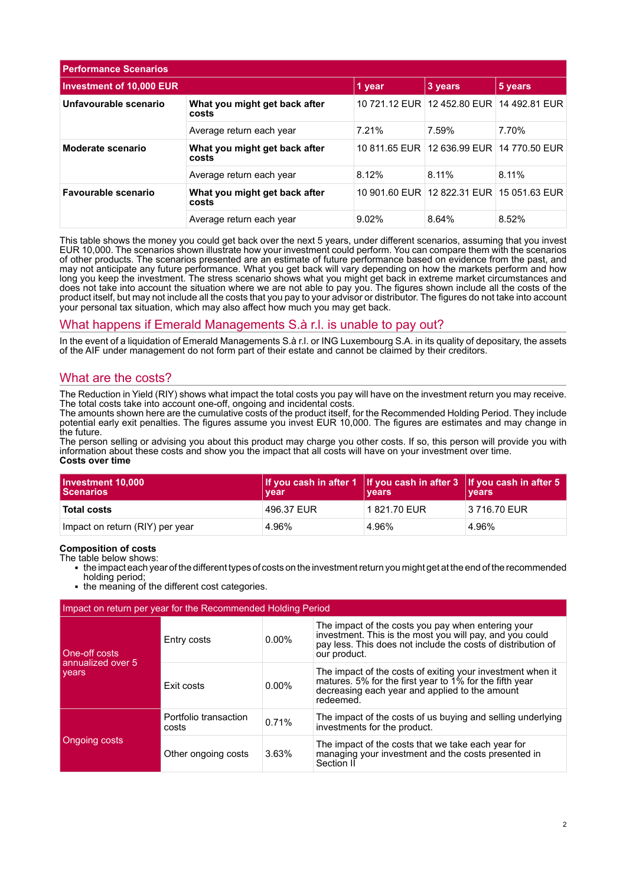| Performance Scenarios | | | | |
|---|---|---|---|---|
| **Investment of 10,000 EUR** | | **1 year** | **3 years** | **5 years** |
| **Unfavourable scenario** | **What you might get back after costs** | 10 721.12 EUR | 12 452.80 EUR | 14 492.81 EUR |
| | Average return each year | 7.21% | 7.59% | 7.70% |
| **Moderate scenario** | **What you might get back after costs** | 10 811.65 EUR | 12 636.99 EUR | 14 770.50 EUR |
| | Average return each year | 8.12% | 8.11% | 8.11% |
| **Favourable scenario** | **What you might get back after costs** | 10 901.60 EUR | 12 822.31 EUR | 15 051.63 EUR |
| | Average return each year | 9.02% | 8.64% | 8.52% |

This table shows the money you could get back over the next 5 years, under different scenarios, assuming that you invest EUR 10,000. The scenarios shown illustrate how your investment could perform. You can compare them with the scenarios of other products. The scenarios presented are an estimate of future performance based on evidence from the past, and may not anticipate any future performance. What you get back will vary depending on how the markets perform and how long you keep the investment. The stress scenario shows what you might get back in extreme market circumstances and does not take into account the situation where we are not able to pay you. The figures shown include all the costs of the product itself, but may not include all the costs that you pay to your advisor or distributor. The figures do not take into account your personal tax situation, which may also affect how much you may get back.

## What happens if Emerald Managements S.à r.l. is unable to pay out?

In the event of a liquidation of Emerald Managements S.à r.l. or ING Luxembourg S.A. in its quality of depositary, the assets of the AIF under management do not form part of their estate and cannot be claimed by their creditors.

## What are the costs?

The Reduction in Yield (RIY) shows what impact the total costs you pay will have on the investment return you may receive. The total costs take into account one-off, ongoing and incidental costs.
The amounts shown here are the cumulative costs of the product itself, for the Recommended Holding Period. They include potential early exit penalties. The figures assume you invest EUR 10,000. The figures are estimates and may change in the future.
The person selling or advising you about this product may charge you other costs. If so, this person will provide you with information about these costs and show you the impact that all costs will have on your investment over time.
**Costs over time**

| Investment 10,000 Scenarios | If you cash in after 1 year | If you cash in after 3 years | If you cash in after 5 years |
|---|---|---|---|
| **Total costs** | 496.37 EUR | 1 821.70 EUR | 3 716.70 EUR |
| Impact on return (RIY) per year | 4.96% | 4.96% | 4.96% |

**Composition of costs**
The table below shows:

- the impact each year of the different types of costs on the investment return you might get at the end of the recommended holding period;
- the meaning of the different cost categories.

| Impact on return per year for the Recommended Holding Period | | | |
|---|---|---|---|
| One-off costs annualized over 5 years | Entry costs | 0.00% | The impact of the costs you pay when entering your investment. This is the most you will pay, and you could pay less. This does not include the costs of distribution of our product. |
| | Exit costs | 0.00% | The impact of the costs of exiting your investment when it matures. 5% for the first year to 1% for the fifth year decreasing each year and applied to the amount redeemed. |
| Ongoing costs | Portfolio transaction costs | 0.71% | The impact of the costs of us buying and selling underlying investments for the product. |
| | Other ongoing costs | 3.63% | The impact of the costs that we take each year for managing your investment and the costs presented in Section II |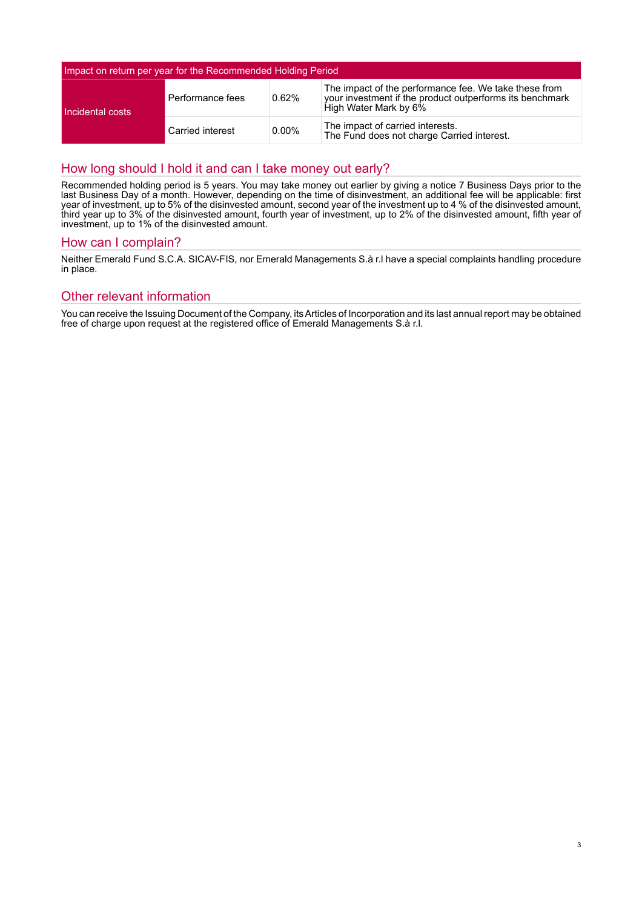| Impact on return per year for the Recommended Holding Period | | | |
|---|---|---|---|
| Incidental costs | Performance fees | 0.62% | The impact of the performance fee. We take these from your investment if the product outperforms its benchmark High Water Mark by 6% |
| | Carried interest | 0.00% | The impact of carried interests. The Fund does not charge Carried interest. |

## How long should I hold it and can I take money out early?

Recommended holding period is 5 years. You may take money out earlier by giving a notice 7 Business Days prior to the last Business Day of a month. However, depending on the time of disinvestment, an additional fee will be applicable: first year of investment, up to 5% of the disinvested amount, second year of the investment up to 4 % of the disinvested amount, third year up to 3% of the disinvested amount, fourth year of investment, up to 2% of the disinvested amount, fifth year of investment, up to 1% of the disinvested amount.

## How can I complain?

Neither Emerald Fund S.C.A. SICAV-FIS, nor Emerald Managements S.à r.l have a special complaints handling procedure in place.

## Other relevant information

You can receive the Issuing Document of the Company, its Articles of Incorporation and its last annual report may be obtained free of charge upon request at the registered office of Emerald Managements S.à r.l.